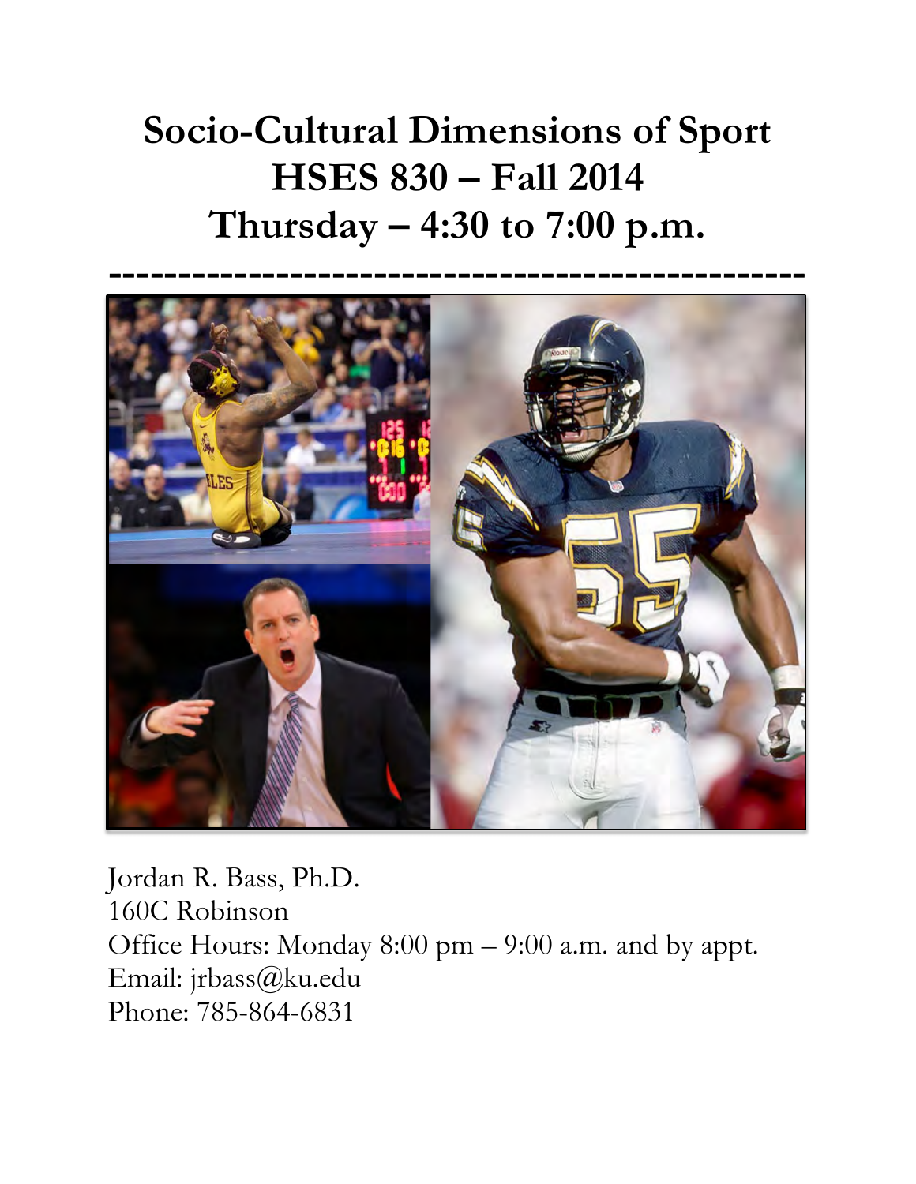# Socio-Cultural Dimensions of Sport
# HSES 830 – Fall 2014
# Thursday – 4:30 to 7:00 p.m.

---

Jordan R. Bass, Ph.D.
160C Robinson
Office Hours: Monday 8:00 pm – 9:00 a.m. and by appt.
Email: jrbass@ku.edu
Phone: 785-864-6831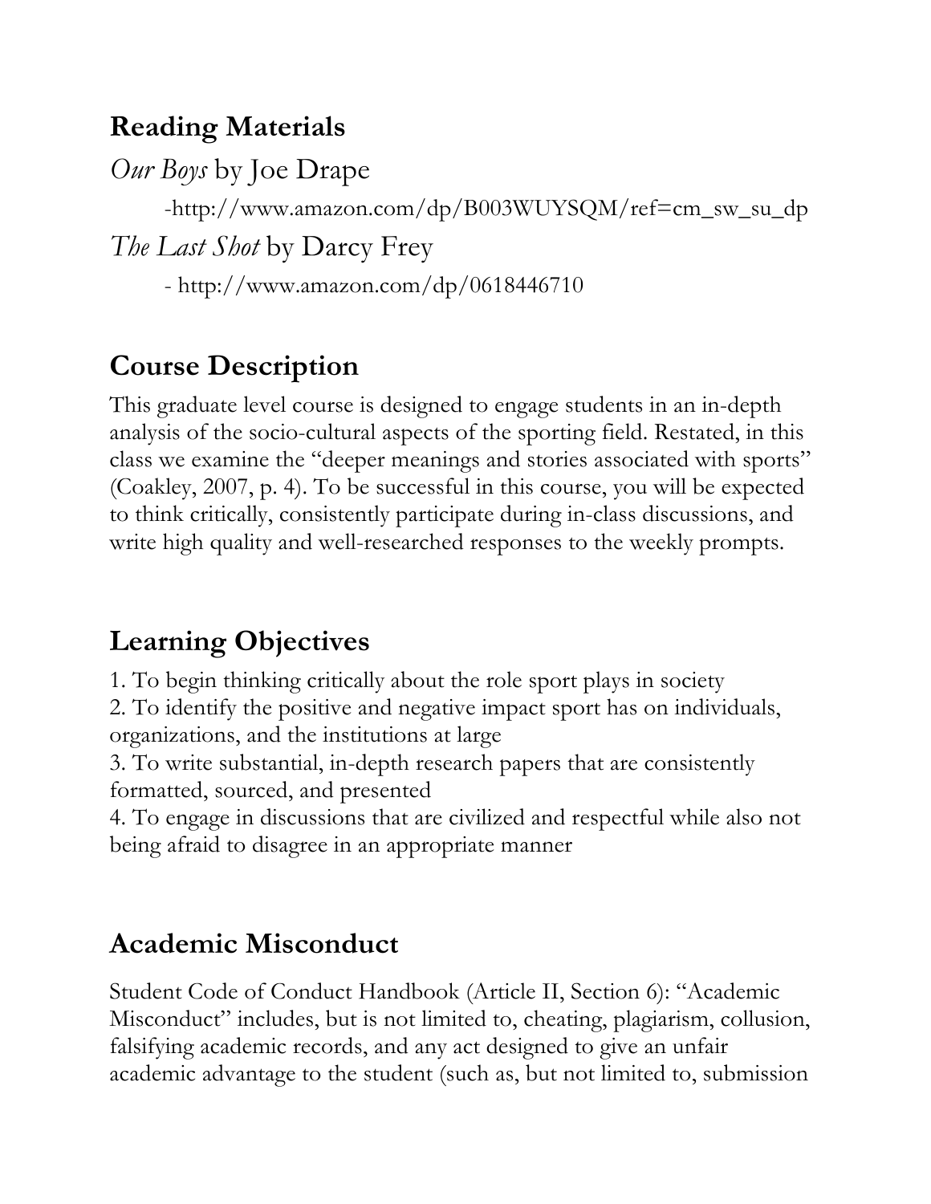## Reading Materials

*Our Boys* by Joe Drape

-http://www.amazon.com/dp/B003WUYSQM/ref=cm_sw_su_dp

*The Last Shot* by Darcy Frey

- http://www.amazon.com/dp/0618446710

## Course Description

This graduate level course is designed to engage students in an in-depth analysis of the socio-cultural aspects of the sporting field. Restated, in this class we examine the "deeper meanings and stories associated with sports" (Coakley, 2007, p. 4). To be successful in this course, you will be expected to think critically, consistently participate during in-class discussions, and write high quality and well-researched responses to the weekly prompts.

## Learning Objectives

1. To begin thinking critically about the role sport plays in society
2. To identify the positive and negative impact sport has on individuals, organizations, and the institutions at large
3. To write substantial, in-depth research papers that are consistently formatted, sourced, and presented
4. To engage in discussions that are civilized and respectful while also not being afraid to disagree in an appropriate manner

## Academic Misconduct

Student Code of Conduct Handbook (Article II, Section 6): "Academic Misconduct" includes, but is not limited to, cheating, plagiarism, collusion, falsifying academic records, and any act designed to give an unfair academic advantage to the student (such as, but not limited to, submission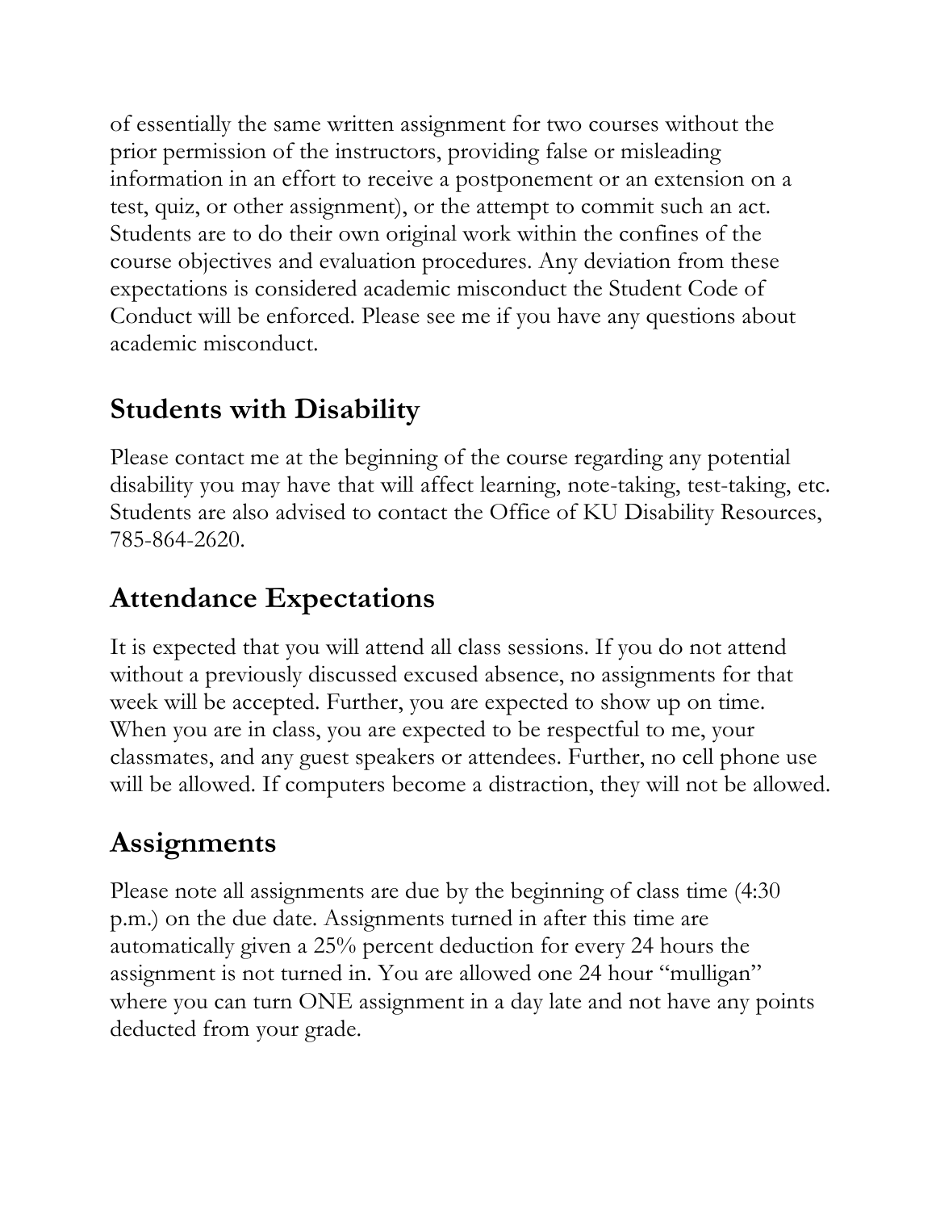of essentially the same written assignment for two courses without the prior permission of the instructors, providing false or misleading information in an effort to receive a postponement or an extension on a test, quiz, or other assignment), or the attempt to commit such an act. Students are to do their own original work within the confines of the course objectives and evaluation procedures. Any deviation from these expectations is considered academic misconduct the Student Code of Conduct will be enforced. Please see me if you have any questions about academic misconduct.

## Students with Disability

Please contact me at the beginning of the course regarding any potential disability you may have that will affect learning, note-taking, test-taking, etc. Students are also advised to contact the Office of KU Disability Resources, 785-864-2620.

## Attendance Expectations

It is expected that you will attend all class sessions. If you do not attend without a previously discussed excused absence, no assignments for that week will be accepted. Further, you are expected to show up on time. When you are in class, you are expected to be respectful to me, your classmates, and any guest speakers or attendees. Further, no cell phone use will be allowed. If computers become a distraction, they will not be allowed.

## Assignments

Please note all assignments are due by the beginning of class time (4:30 p.m.) on the due date. Assignments turned in after this time are automatically given a 25% percent deduction for every 24 hours the assignment is not turned in. You are allowed one 24 hour "mulligan" where you can turn ONE assignment in a day late and not have any points deducted from your grade.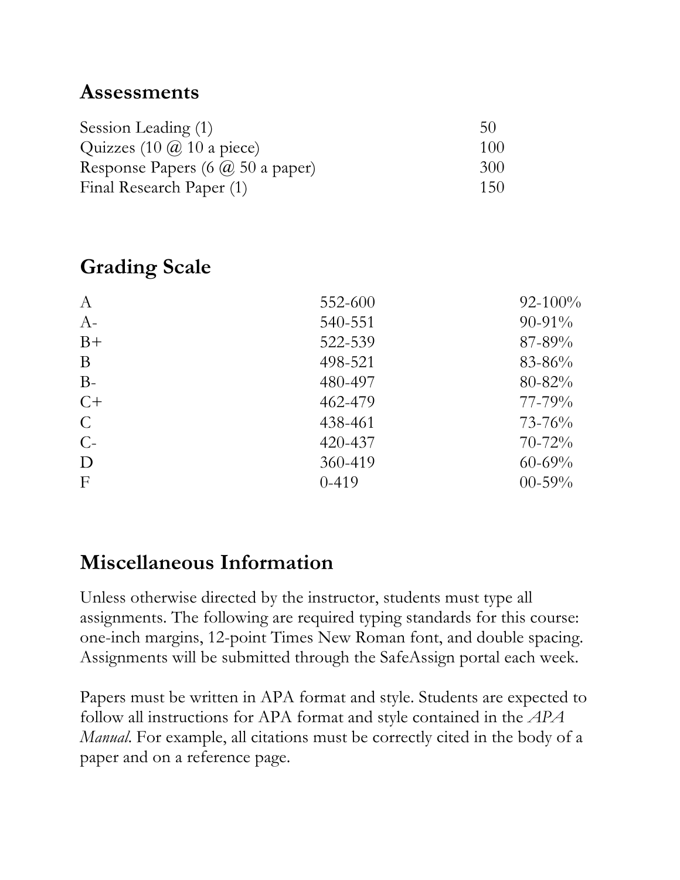## Assessments

| | |
|---|---|
| Session Leading (1) | 50 |
| Quizzes (10 @ 10 a piece) | 100 |
| Response Papers (6 @ 50 a paper) | 300 |
| Final Research Paper (1) | 150 |

## Grading Scale

| | | |
|---|---|---|
| A | 552-600 | 92-100% |
| A- | 540-551 | 90-91% |
| B+ | 522-539 | 87-89% |
| B | 498-521 | 83-86% |
| B- | 480-497 | 80-82% |
| C+ | 462-479 | 77-79% |
| C | 438-461 | 73-76% |
| C- | 420-437 | 70-72% |
| D | 360-419 | 60-69% |
| F | 0-419 | 00-59% |

## Miscellaneous Information

Unless otherwise directed by the instructor, students must type all assignments. The following are required typing standards for this course: one-inch margins, 12-point Times New Roman font, and double spacing. Assignments will be submitted through the SafeAssign portal each week.

Papers must be written in APA format and style. Students are expected to follow all instructions for APA format and style contained in the *APA Manual*. For example, all citations must be correctly cited in the body of a paper and on a reference page.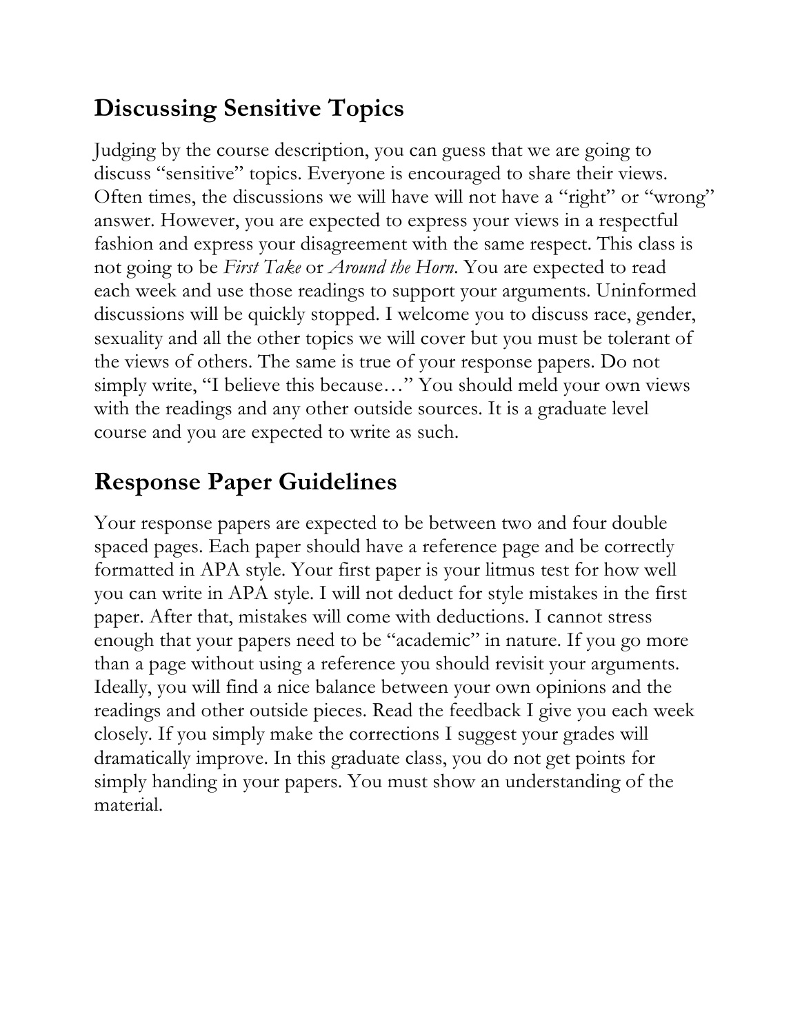## Discussing Sensitive Topics

Judging by the course description, you can guess that we are going to discuss "sensitive" topics. Everyone is encouraged to share their views. Often times, the discussions we will have will not have a "right" or "wrong" answer. However, you are expected to express your views in a respectful fashion and express your disagreement with the same respect. This class is not going to be *First Take* or *Around the Horn*. You are expected to read each week and use those readings to support your arguments. Uninformed discussions will be quickly stopped. I welcome you to discuss race, gender, sexuality and all the other topics we will cover but you must be tolerant of the views of others. The same is true of your response papers. Do not simply write, "I believe this because…" You should meld your own views with the readings and any other outside sources. It is a graduate level course and you are expected to write as such.

## Response Paper Guidelines

Your response papers are expected to be between two and four double spaced pages. Each paper should have a reference page and be correctly formatted in APA style. Your first paper is your litmus test for how well you can write in APA style. I will not deduct for style mistakes in the first paper. After that, mistakes will come with deductions. I cannot stress enough that your papers need to be "academic" in nature. If you go more than a page without using a reference you should revisit your arguments. Ideally, you will find a nice balance between your own opinions and the readings and other outside pieces. Read the feedback I give you each week closely. If you simply make the corrections I suggest your grades will dramatically improve. In this graduate class, you do not get points for simply handing in your papers. You must show an understanding of the material.